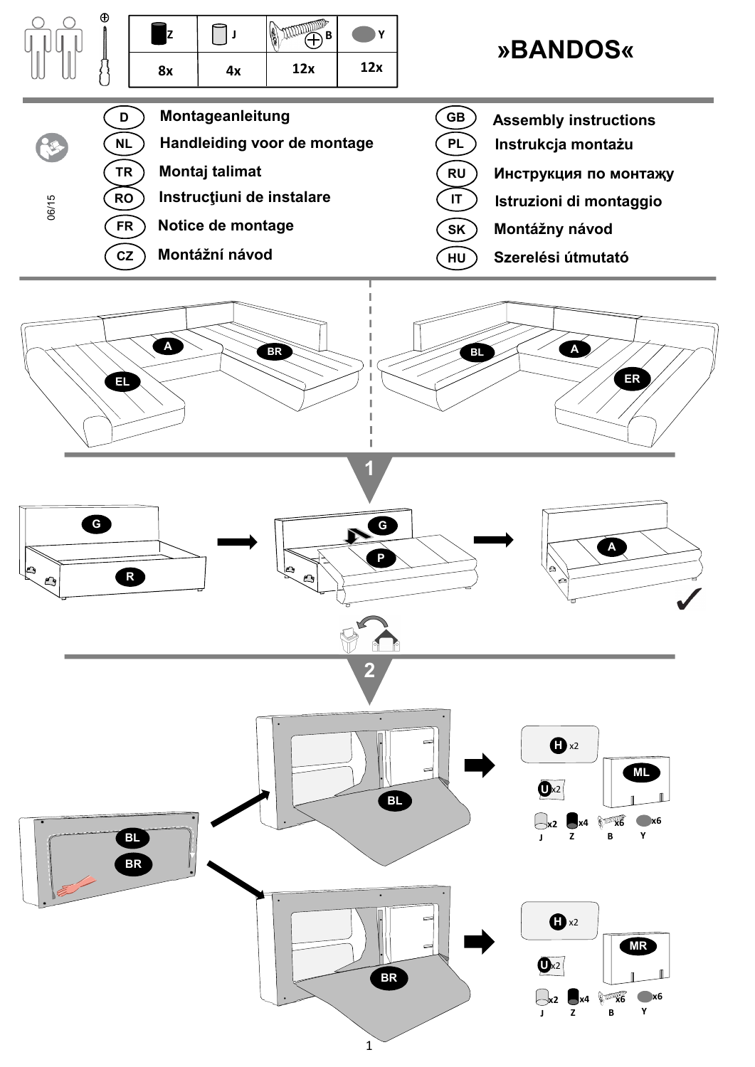# »BANDOS«

| Z | J | B | Y |
| --- | --- | --- | --- |
| 8x | 4x | 12x | 12x |

| | | | |
| --- | --- | --- | --- |
| D | Montageanleitung | GB | Assembly instructions |
| NL | Handleiding voor de montage | PL | Instrukcja montażu |
| TR | Montaj talimat | RU | Инструкция по монтажу |
| RO | Instrucţiuni de instalare | IT | Istruzioni di montaggio |
| FR | Notice de montage | SK | Montážny návod |
| CZ | Montážní návod | HU | Szerelési útmutató |

06/15

A, BR, EL — A, BL, ER

## 1

G, R → G, P → A

## 2

BL, BR

BL → H x2, U x2, ML, J x2, Z x4, B x6, Y x6

BR → H x2, U x2, MR, J x2, Z x4, B x6, Y x6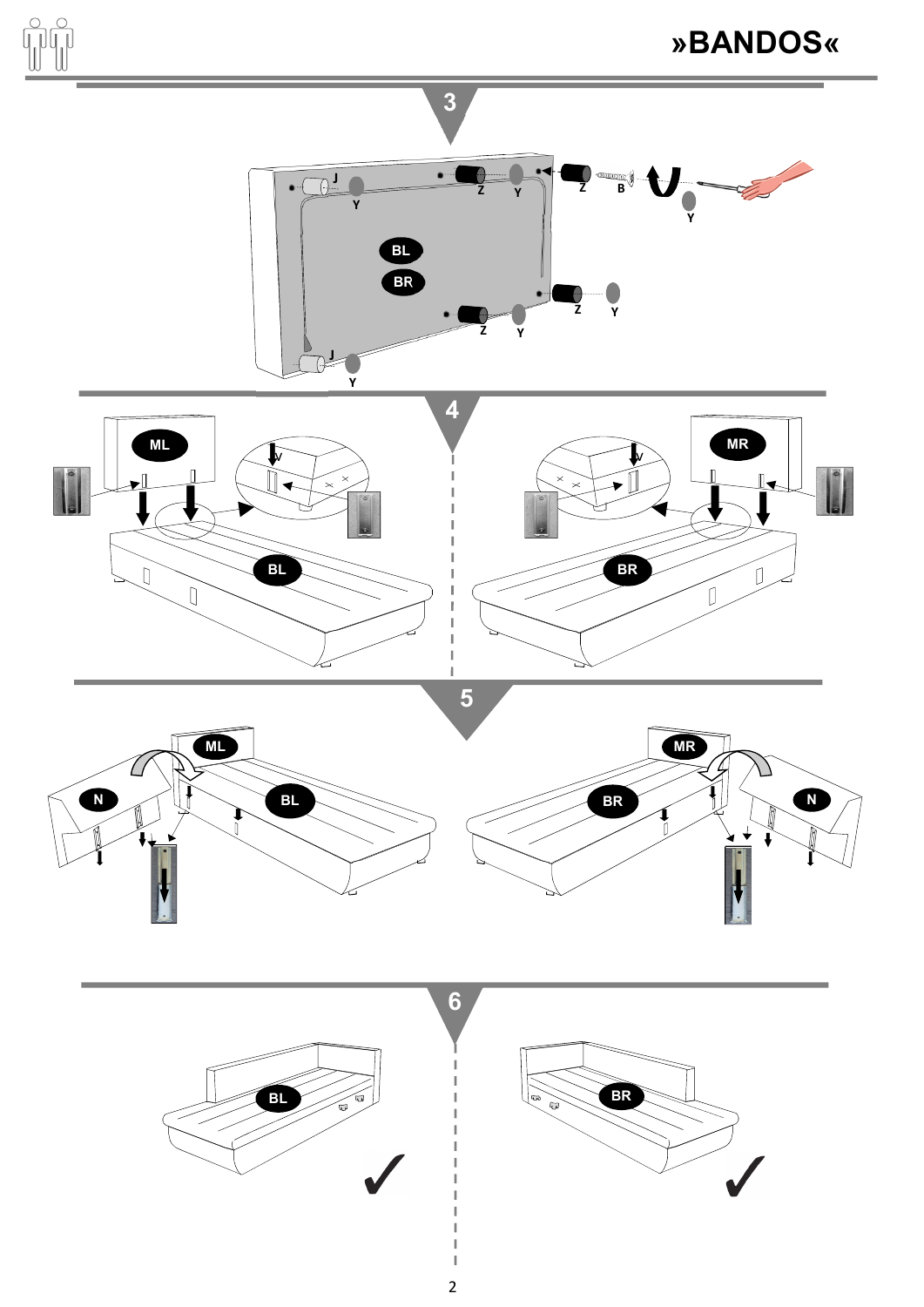# »BANDOS«

3

J Y Z Y Z B Y

BL

BR

Z Y

Z Y

J Y

4

ML

V

BL

MR

V

BR

5

ML

N

BL

MR

BR

N

6

BL

BR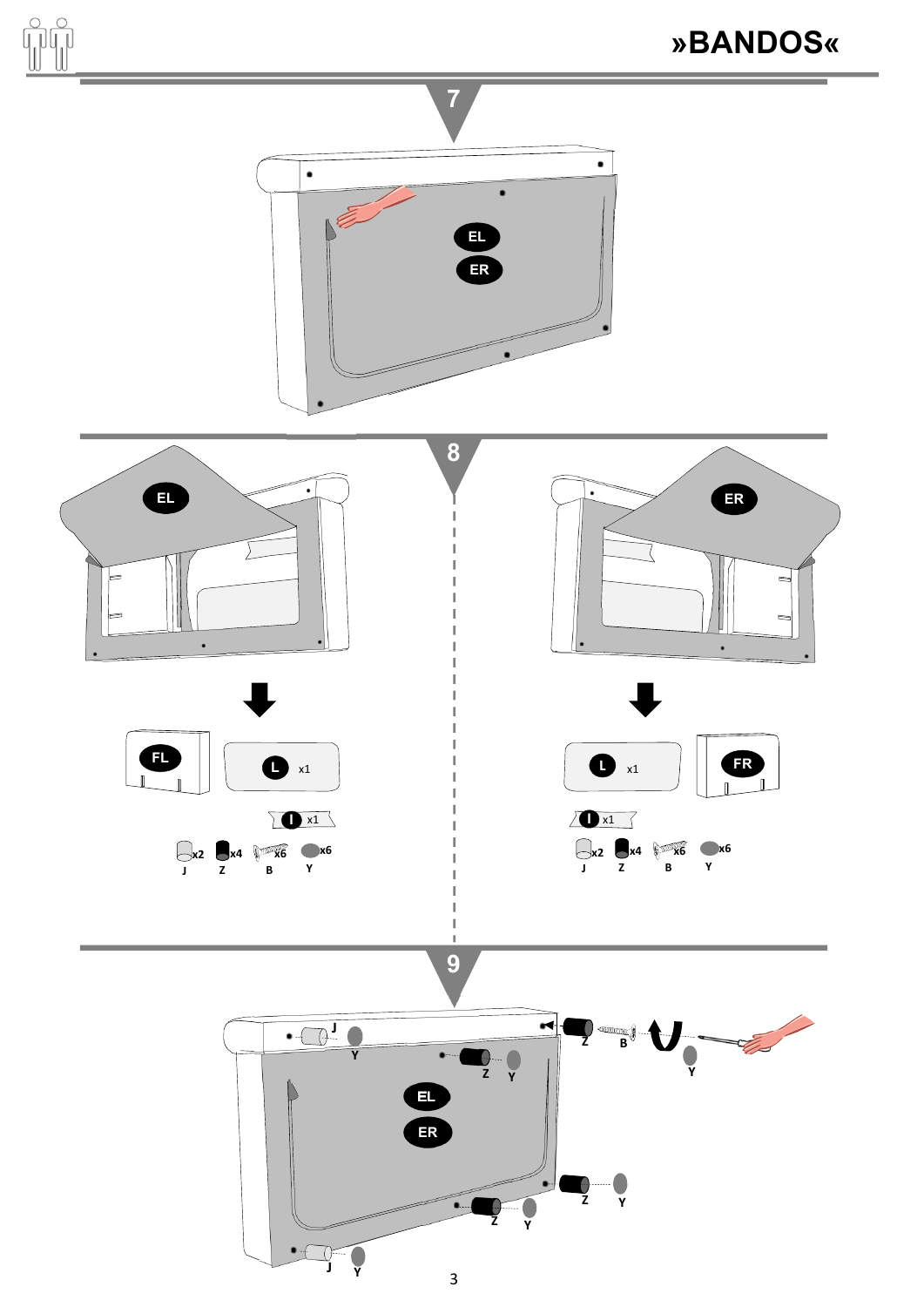# »BANDOS«

7

EL

ER

8

EL

FL

L x1

I x1

x2 J x4 Z x6 B x6 Y

ER

L x1

FR

I x1

x2 J x4 Z x6 B x6 Y

9

J Y

Z Y

Z B

Y

EL

ER

Z Y

Z Y

J Y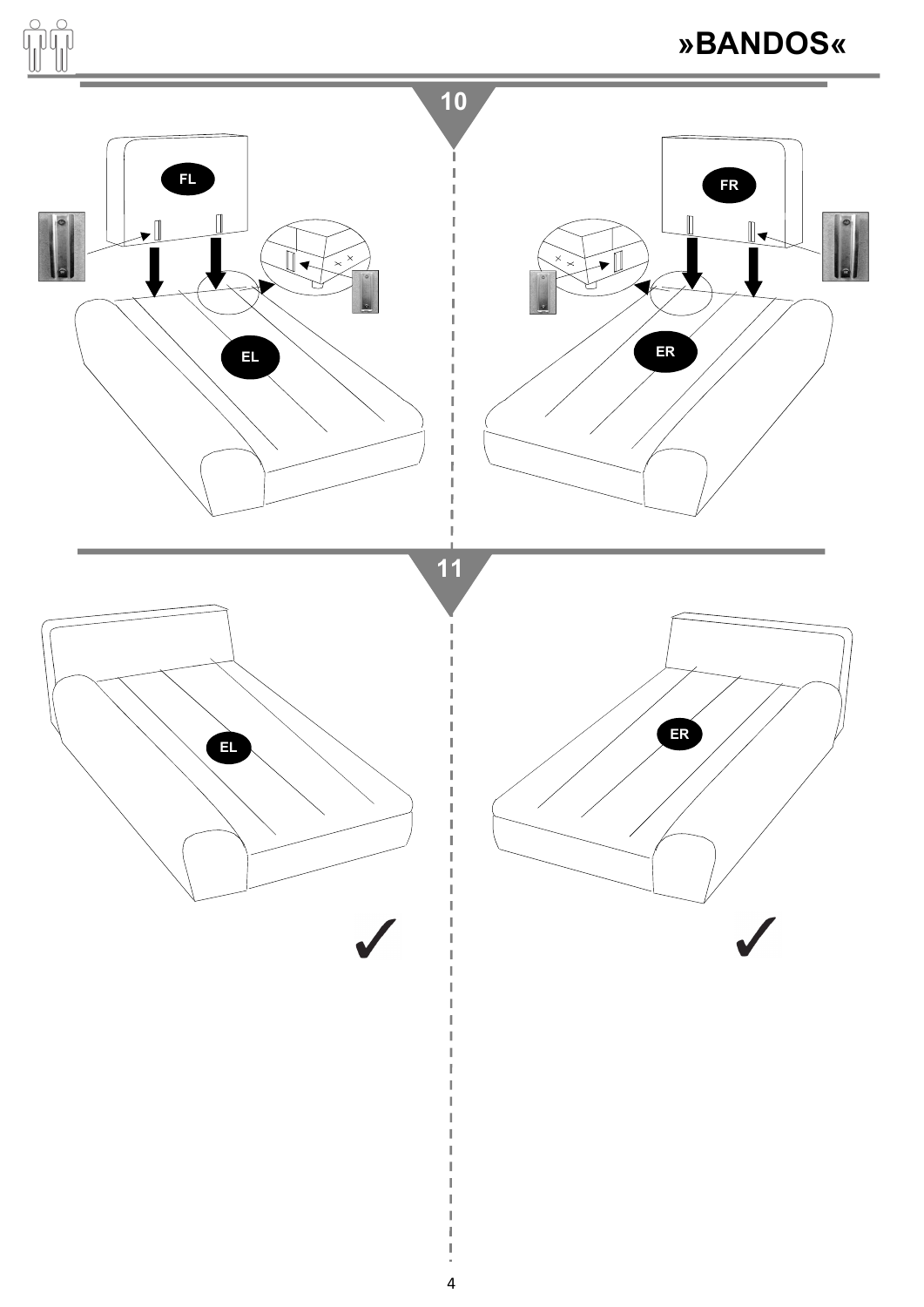# »BANDOS«

## 10

FL

EL

FR

ER

## 11

EL

ER

✓

✓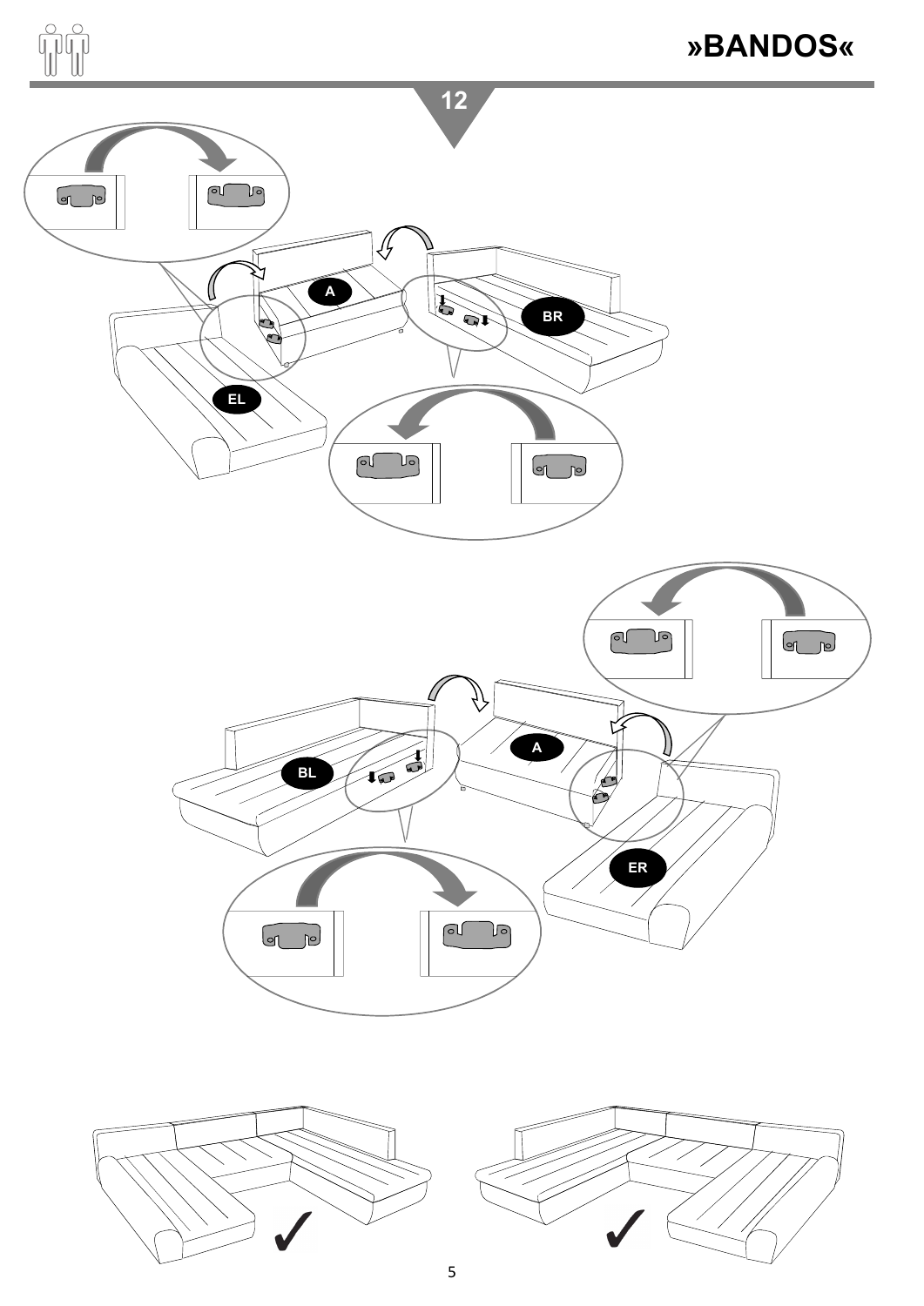## 12

A

BR

EL

A

BL

ER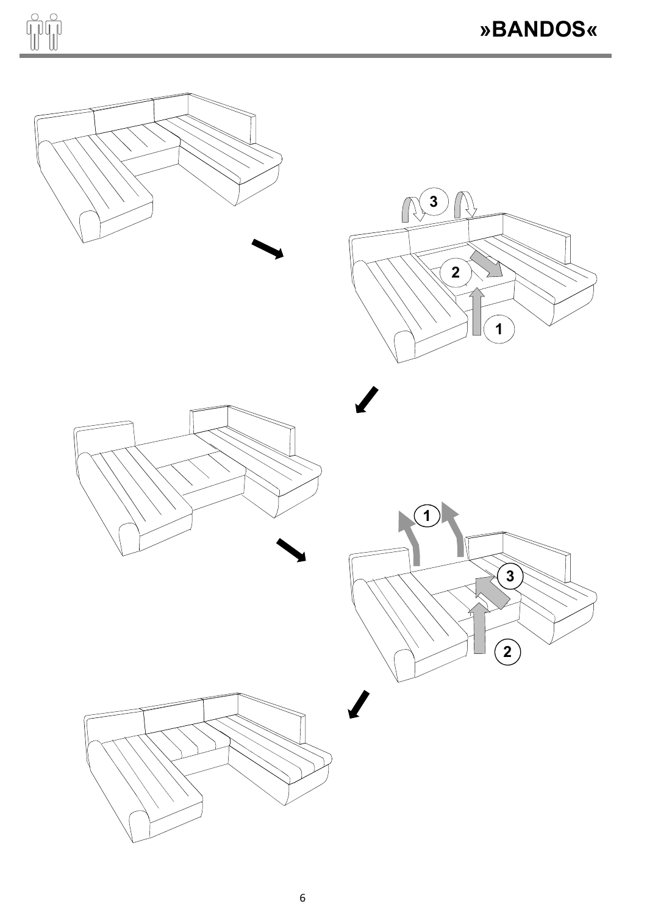# »BANDOS«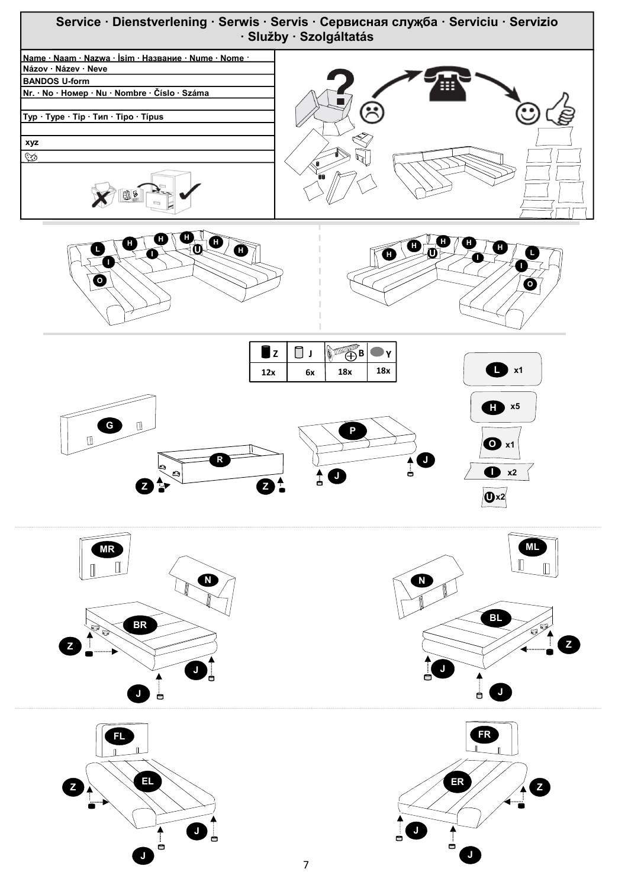# Service · Dienstverlening · Serwis · Servis · Сервисная служба · Serviciu · Servizio · Služby · Szolgáltatás

| |
|---|
| Name · Naam · Nazwa · İsim · Название · Nume · Nome · Názov · Název · Neve |
| BANDOS U-form |
| Nr. · No · Номер · Nu · Nombre · Číslo · Száma |
| |
| Typ · Type · Tip · Тип · Tipo · Típus |
| |
| xyz |

| Z | J | B | Y |
|---|---|---|---|
| 12x | 6x | 18x | 18x |

L x1

H x5

O x1

I x2

U x2

G

R

P

MR

N

BR

ML

BL

FL

EL

FR

ER